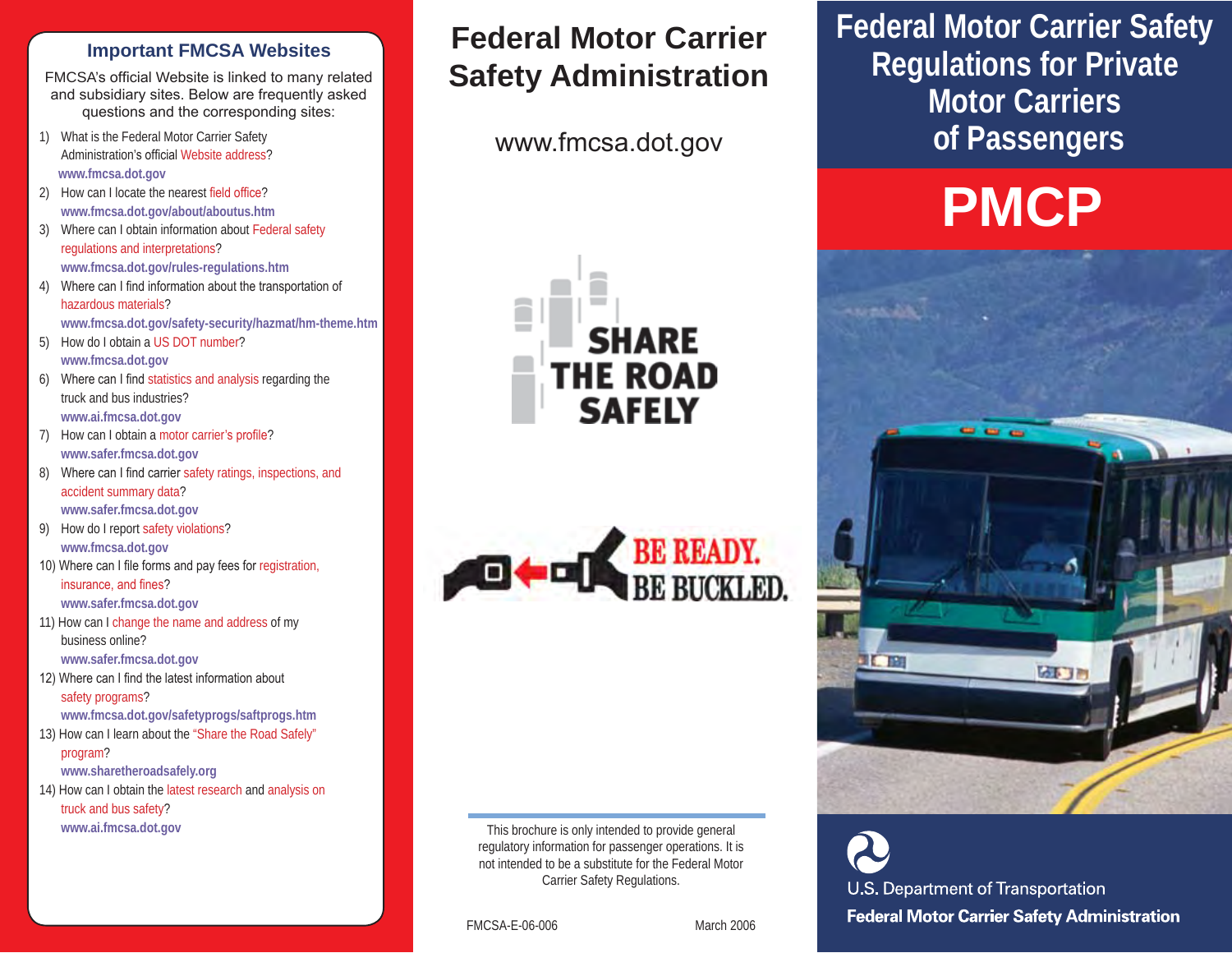## Important FMCSA Websites

FMCSA's official Website is linked to many related and subsidiary sites. Below are frequently asked questions and the corresponding sites:

1) What is the Federal Motor Carrier Safety Administration's official Website address?
   **www.fmcsa.dot.gov**
2) How can I locate the nearest field office?
   **www.fmcsa.dot.gov/about/aboutus.htm**
3) Where can I obtain information about Federal safety regulations and interpretations?
   **www.fmcsa.dot.gov/rules-regulations.htm**
4) Where can I find information about the transportation of hazardous materials?
   **www.fmcsa.dot.gov/safety-security/hazmat/hm-theme.htm**
5) How do I obtain a US DOT number?
   **www.fmcsa.dot.gov**
6) Where can I find statistics and analysis regarding the truck and bus industries?
   **www.ai.fmcsa.dot.gov**
7) How can I obtain a motor carrier's profile?
   **www.safer.fmcsa.dot.gov**
8) Where can I find carrier safety ratings, inspections, and accident summary data?
   **www.safer.fmcsa.dot.gov**
9) How do I report safety violations?
   **www.fmcsa.dot.gov**
10) Where can I file forms and pay fees for registration, insurance, and fines?
    **www.safer.fmcsa.dot.gov**
11) How can I change the name and address of my business online?
    **www.safer.fmcsa.dot.gov**
12) Where can I find the latest information about safety programs?
    **www.fmcsa.dot.gov/safetyprogs/saftprogs.htm**
13) How can I learn about the "Share the Road Safely" program?
    **www.sharetheroadsafely.org**
14) How can I obtain the latest research and analysis on truck and bus safety?
    **www.ai.fmcsa.dot.gov**

# Federal Motor Carrier Safety Administration

www.fmcsa.dot.gov

SHARE THE ROAD SAFELY

BE READY. BE BUCKLED.

This brochure is only intended to provide general regulatory information for passenger operations. It is not intended to be a substitute for the Federal Motor Carrier Safety Regulations.

FMCSA-E-06-006 March 2006

# Federal Motor Carrier Safety Regulations for Private Motor Carriers of Passengers

# PMCP

U.S. Department of Transportation
**Federal Motor Carrier Safety Administration**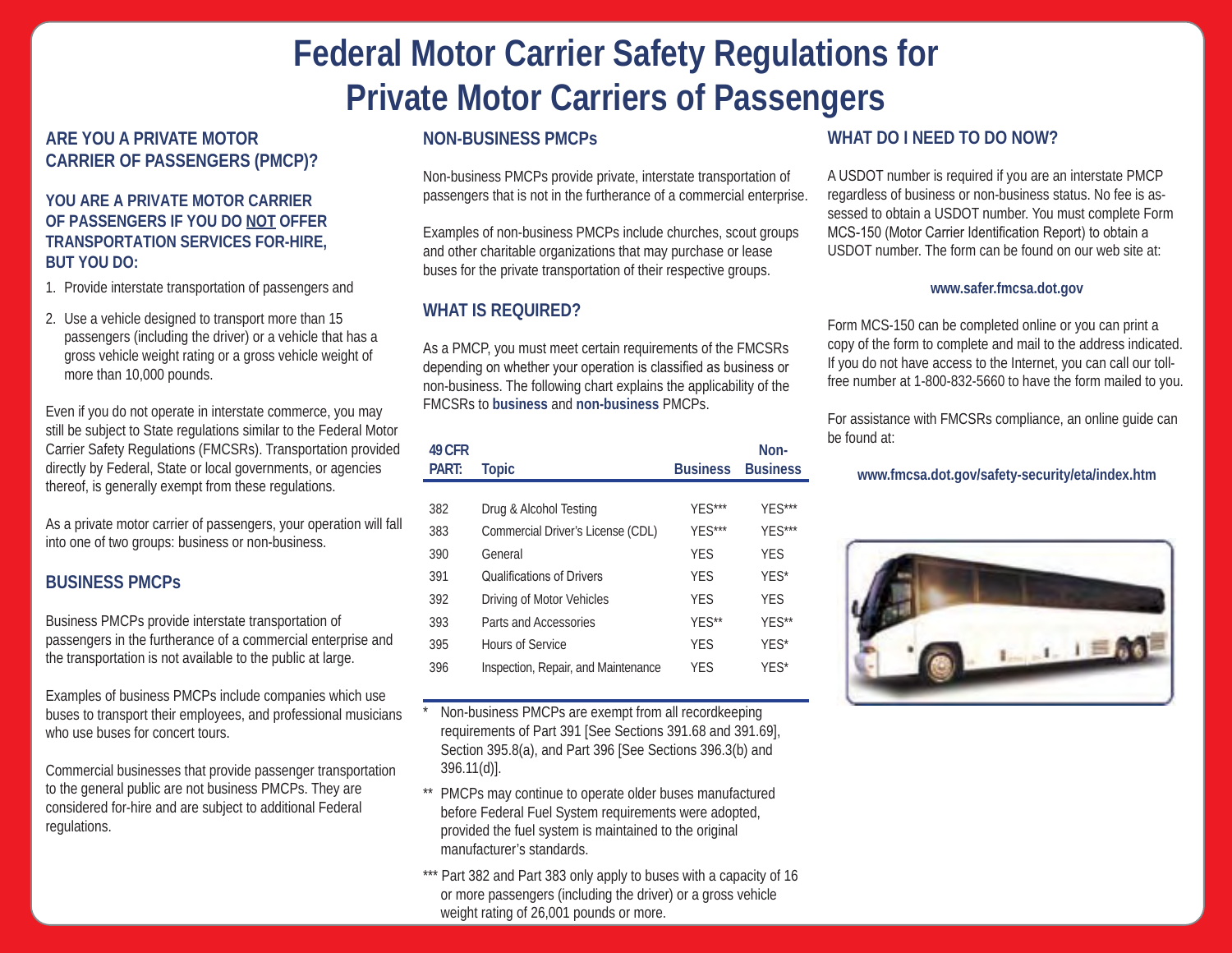# Federal Motor Carrier Safety Regulations for Private Motor Carriers of Passengers

## ARE YOU A PRIVATE MOTOR CARRIER OF PASSENGERS (PMCP)?

### YOU ARE A PRIVATE MOTOR CARRIER OF PASSENGERS IF YOU DO NOT OFFER TRANSPORTATION SERVICES FOR-HIRE, BUT YOU DO:

1. Provide interstate transportation of passengers and
2. Use a vehicle designed to transport more than 15 passengers (including the driver) or a vehicle that has a gross vehicle weight rating or a gross vehicle weight of more than 10,000 pounds.

Even if you do not operate in interstate commerce, you may still be subject to State regulations similar to the Federal Motor Carrier Safety Regulations (FMCSRs). Transportation provided directly by Federal, State or local governments, or agencies thereof, is generally exempt from these regulations.

As a private motor carrier of passengers, your operation will fall into one of two groups: business or non-business.

## BUSINESS PMCPs

Business PMCPs provide interstate transportation of passengers in the furtherance of a commercial enterprise and the transportation is not available to the public at large.

Examples of business PMCPs include companies which use buses to transport their employees, and professional musicians who use buses for concert tours.

Commercial businesses that provide passenger transportation to the general public are not business PMCPs. They are considered for-hire and are subject to additional Federal regulations.

## NON-BUSINESS PMCPs

Non-business PMCPs provide private, interstate transportation of passengers that is not in the furtherance of a commercial enterprise.

Examples of non-business PMCPs include churches, scout groups and other charitable organizations that may purchase or lease buses for the private transportation of their respective groups.

## WHAT IS REQUIRED?

As a PMCP, you must meet certain requirements of the FMCSRs depending on whether your operation is classified as business or non-business. The following chart explains the applicability of the FMCSRs to **business** and **non-business** PMCPs.

| 49 CFR PART: | Topic | Business | Non-Business |
|---|---|---|---|
| 382 | Drug & Alcohol Testing | YES*** | YES*** |
| 383 | Commercial Driver's License (CDL) | YES*** | YES*** |
| 390 | General | YES | YES |
| 391 | Qualifications of Drivers | YES | YES* |
| 392 | Driving of Motor Vehicles | YES | YES |
| 393 | Parts and Accessories | YES** | YES** |
| 395 | Hours of Service | YES | YES* |
| 396 | Inspection, Repair, and Maintenance | YES | YES* |

\* Non-business PMCPs are exempt from all recordkeeping requirements of Part 391 [See Sections 391.68 and 391.69], Section 395.8(a), and Part 396 [See Sections 396.3(b) and 396.11(d)].

** PMCPs may continue to operate older buses manufactured before Federal Fuel System requirements were adopted, provided the fuel system is maintained to the original manufacturer's standards.

*** Part 382 and Part 383 only apply to buses with a capacity of 16 or more passengers (including the driver) or a gross vehicle weight rating of 26,001 pounds or more.

## WHAT DO I NEED TO DO NOW?

A USDOT number is required if you are an interstate PMCP regardless of business or non-business status. No fee is assessed to obtain a USDOT number. You must complete Form MCS-150 (Motor Carrier Identification Report) to obtain a USDOT number. The form can be found on our web site at:

**www.safer.fmcsa.dot.gov**

Form MCS-150 can be completed online or you can print a copy of the form to complete and mail to the address indicated. If you do not have access to the Internet, you can call our toll-free number at 1-800-832-5660 to have the form mailed to you.

For assistance with FMCSRs compliance, an online guide can be found at:

**www.fmcsa.dot.gov/safety-security/eta/index.htm**